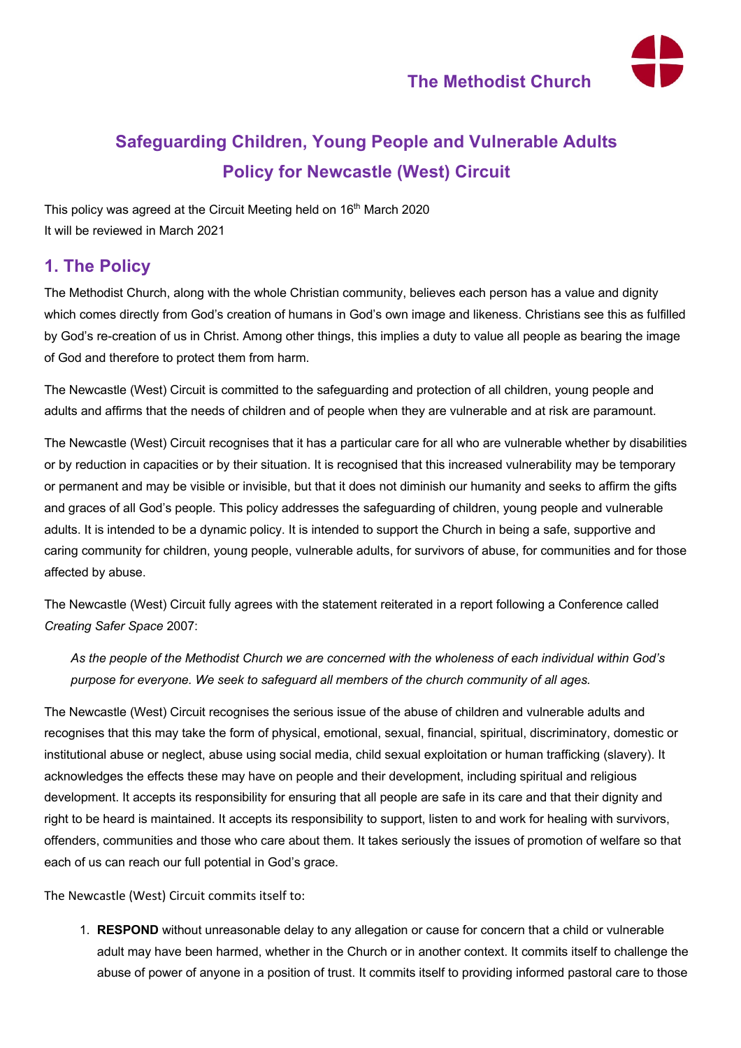The Methodist Church

# Safeguarding Children, Young People and Vulnerable Adults Policy for Newcastle (West) Circuit

This policy was agreed at the Circuit Meeting held on 16th March 2020
It will be reviewed in March 2021

## 1. The Policy

The Methodist Church, along with the whole Christian community, believes each person has a value and dignity which comes directly from God's creation of humans in God's own image and likeness. Christians see this as fulfilled by God's re-creation of us in Christ. Among other things, this implies a duty to value all people as bearing the image of God and therefore to protect them from harm.

The Newcastle (West) Circuit is committed to the safeguarding and protection of all children, young people and adults and affirms that the needs of children and of people when they are vulnerable and at risk are paramount.

The Newcastle (West) Circuit recognises that it has a particular care for all who are vulnerable whether by disabilities or by reduction in capacities or by their situation. It is recognised that this increased vulnerability may be temporary or permanent and may be visible or invisible, but that it does not diminish our humanity and seeks to affirm the gifts and graces of all God's people. This policy addresses the safeguarding of children, young people and vulnerable adults. It is intended to be a dynamic policy. It is intended to support the Church in being a safe, supportive and caring community for children, young people, vulnerable adults, for survivors of abuse, for communities and for those affected by abuse.

The Newcastle (West) Circuit fully agrees with the statement reiterated in a report following a Conference called *Creating Safer Space* 2007:

> *As the people of the Methodist Church we are concerned with the wholeness of each individual within God's purpose for everyone. We seek to safeguard all members of the church community of all ages.*

The Newcastle (West) Circuit recognises the serious issue of the abuse of children and vulnerable adults and recognises that this may take the form of physical, emotional, sexual, financial, spiritual, discriminatory, domestic or institutional abuse or neglect, abuse using social media, child sexual exploitation or human trafficking (slavery). It acknowledges the effects these may have on people and their development, including spiritual and religious development. It accepts its responsibility for ensuring that all people are safe in its care and that their dignity and right to be heard is maintained. It accepts its responsibility to support, listen to and work for healing with survivors, offenders, communities and those who care about them. It takes seriously the issues of promotion of welfare so that each of us can reach our full potential in God's grace.

The Newcastle (West) Circuit commits itself to:

1. **RESPOND** without unreasonable delay to any allegation or cause for concern that a child or vulnerable adult may have been harmed, whether in the Church or in another context. It commits itself to challenge the abuse of power of anyone in a position of trust. It commits itself to providing informed pastoral care to those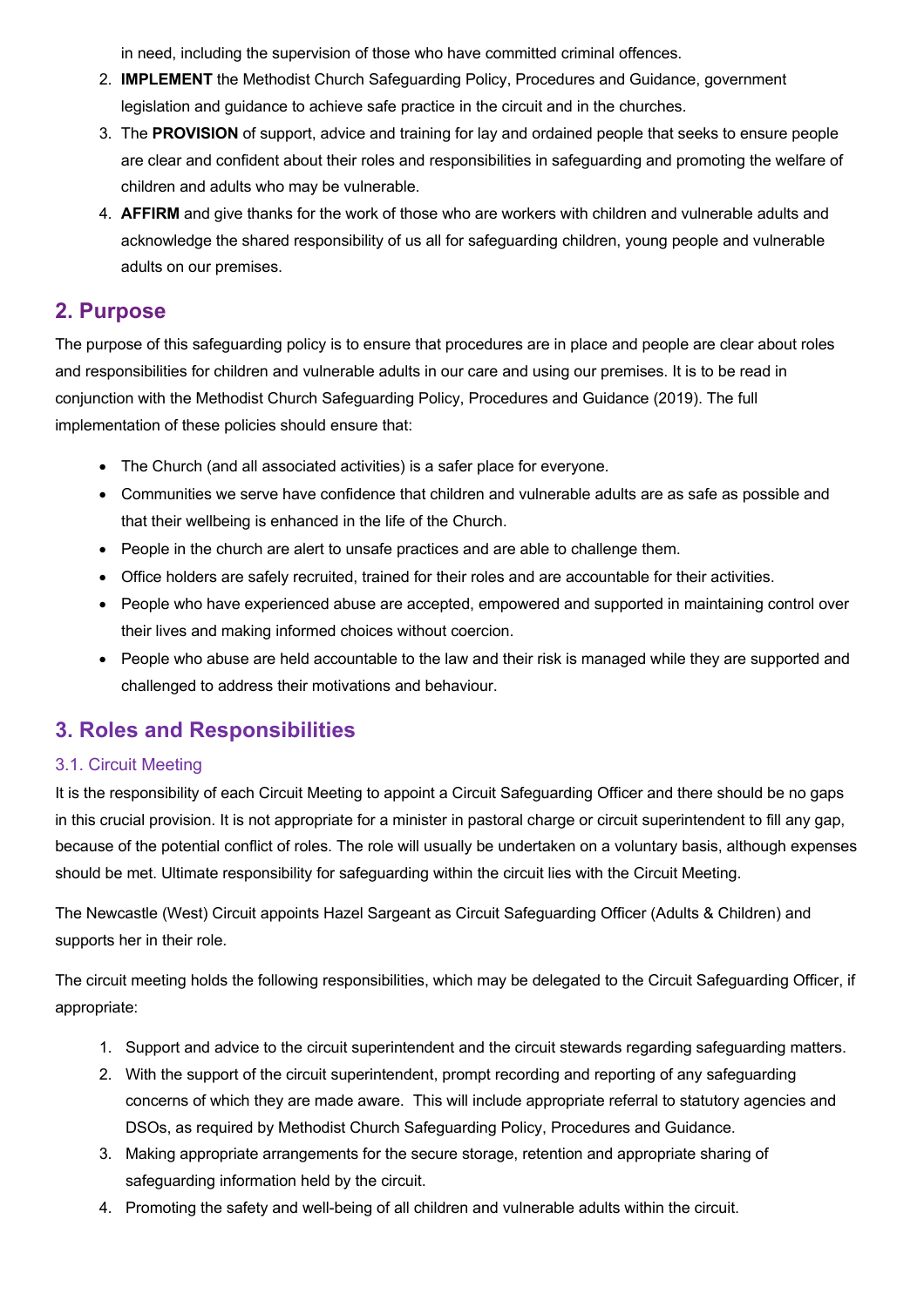in need, including the supervision of those who have committed criminal offences.

2. **IMPLEMENT** the Methodist Church Safeguarding Policy, Procedures and Guidance, government legislation and guidance to achieve safe practice in the circuit and in the churches.
3. The **PROVISION** of support, advice and training for lay and ordained people that seeks to ensure people are clear and confident about their roles and responsibilities in safeguarding and promoting the welfare of children and adults who may be vulnerable.
4. **AFFIRM** and give thanks for the work of those who are workers with children and vulnerable adults and acknowledge the shared responsibility of us all for safeguarding children, young people and vulnerable adults on our premises.

## 2. Purpose

The purpose of this safeguarding policy is to ensure that procedures are in place and people are clear about roles and responsibilities for children and vulnerable adults in our care and using our premises. It is to be read in conjunction with the Methodist Church Safeguarding Policy, Procedures and Guidance (2019). The full implementation of these policies should ensure that:

- The Church (and all associated activities) is a safer place for everyone.
- Communities we serve have confidence that children and vulnerable adults are as safe as possible and that their wellbeing is enhanced in the life of the Church.
- People in the church are alert to unsafe practices and are able to challenge them.
- Office holders are safely recruited, trained for their roles and are accountable for their activities.
- People who have experienced abuse are accepted, empowered and supported in maintaining control over their lives and making informed choices without coercion.
- People who abuse are held accountable to the law and their risk is managed while they are supported and challenged to address their motivations and behaviour.

## 3. Roles and Responsibilities

### 3.1. Circuit Meeting

It is the responsibility of each Circuit Meeting to appoint a Circuit Safeguarding Officer and there should be no gaps in this crucial provision. It is not appropriate for a minister in pastoral charge or circuit superintendent to fill any gap, because of the potential conflict of roles. The role will usually be undertaken on a voluntary basis, although expenses should be met. Ultimate responsibility for safeguarding within the circuit lies with the Circuit Meeting.

The Newcastle (West) Circuit appoints Hazel Sargeant as Circuit Safeguarding Officer (Adults & Children) and supports her in their role.

The circuit meeting holds the following responsibilities, which may be delegated to the Circuit Safeguarding Officer, if appropriate:

1. Support and advice to the circuit superintendent and the circuit stewards regarding safeguarding matters.
2. With the support of the circuit superintendent, prompt recording and reporting of any safeguarding concerns of which they are made aware. This will include appropriate referral to statutory agencies and DSOs, as required by Methodist Church Safeguarding Policy, Procedures and Guidance.
3. Making appropriate arrangements for the secure storage, retention and appropriate sharing of safeguarding information held by the circuit.
4. Promoting the safety and well-being of all children and vulnerable adults within the circuit.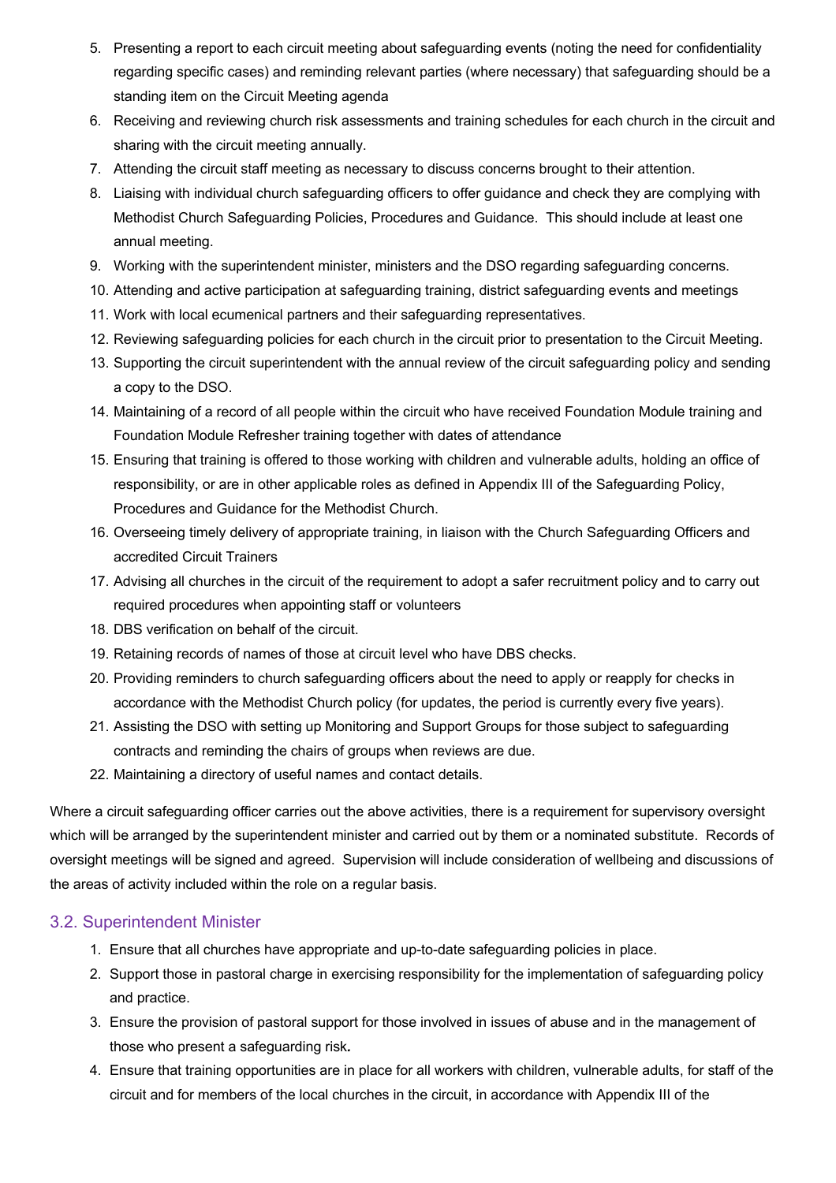5. Presenting a report to each circuit meeting about safeguarding events (noting the need for confidentiality regarding specific cases) and reminding relevant parties (where necessary) that safeguarding should be a standing item on the Circuit Meeting agenda
6. Receiving and reviewing church risk assessments and training schedules for each church in the circuit and sharing with the circuit meeting annually.
7. Attending the circuit staff meeting as necessary to discuss concerns brought to their attention.
8. Liaising with individual church safeguarding officers to offer guidance and check they are complying with Methodist Church Safeguarding Policies, Procedures and Guidance. This should include at least one annual meeting.
9. Working with the superintendent minister, ministers and the DSO regarding safeguarding concerns.
10. Attending and active participation at safeguarding training, district safeguarding events and meetings
11. Work with local ecumenical partners and their safeguarding representatives.
12. Reviewing safeguarding policies for each church in the circuit prior to presentation to the Circuit Meeting.
13. Supporting the circuit superintendent with the annual review of the circuit safeguarding policy and sending a copy to the DSO.
14. Maintaining of a record of all people within the circuit who have received Foundation Module training and Foundation Module Refresher training together with dates of attendance
15. Ensuring that training is offered to those working with children and vulnerable adults, holding an office of responsibility, or are in other applicable roles as defined in Appendix III of the Safeguarding Policy, Procedures and Guidance for the Methodist Church.
16. Overseeing timely delivery of appropriate training, in liaison with the Church Safeguarding Officers and accredited Circuit Trainers
17. Advising all churches in the circuit of the requirement to adopt a safer recruitment policy and to carry out required procedures when appointing staff or volunteers
18. DBS verification on behalf of the circuit.
19. Retaining records of names of those at circuit level who have DBS checks.
20. Providing reminders to church safeguarding officers about the need to apply or reapply for checks in accordance with the Methodist Church policy (for updates, the period is currently every five years).
21. Assisting the DSO with setting up Monitoring and Support Groups for those subject to safeguarding contracts and reminding the chairs of groups when reviews are due.
22. Maintaining a directory of useful names and contact details.

Where a circuit safeguarding officer carries out the above activities, there is a requirement for supervisory oversight which will be arranged by the superintendent minister and carried out by them or a nominated substitute. Records of oversight meetings will be signed and agreed. Supervision will include consideration of wellbeing and discussions of the areas of activity included within the role on a regular basis.

### 3.2. Superintendent Minister

1. Ensure that all churches have appropriate and up-to-date safeguarding policies in place.
2. Support those in pastoral charge in exercising responsibility for the implementation of safeguarding policy and practice.
3. Ensure the provision of pastoral support for those involved in issues of abuse and in the management of those who present a safeguarding risk**.**
4. Ensure that training opportunities are in place for all workers with children, vulnerable adults, for staff of the circuit and for members of the local churches in the circuit, in accordance with Appendix III of the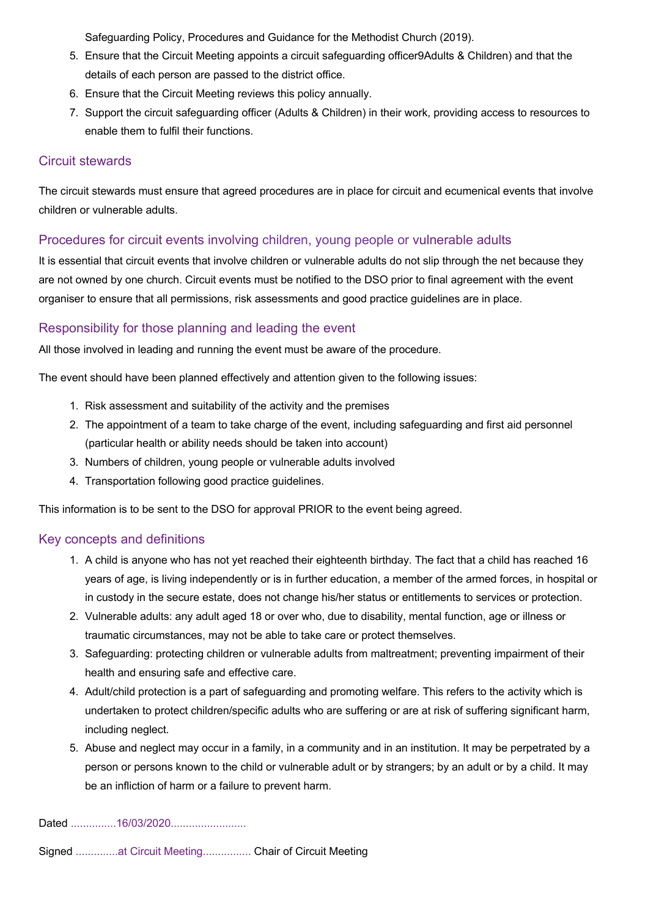Safeguarding Policy, Procedures and Guidance for the Methodist Church (2019).

5. Ensure that the Circuit Meeting appoints a circuit safeguarding officer9Adults & Children) and that the details of each person are passed to the district office.
6. Ensure that the Circuit Meeting reviews this policy annually.
7. Support the circuit safeguarding officer (Adults & Children) in their work, providing access to resources to enable them to fulfil their functions.

## Circuit stewards

The circuit stewards must ensure that agreed procedures are in place for circuit and ecumenical events that involve children or vulnerable adults.

## Procedures for circuit events involving children, young people or vulnerable adults

It is essential that circuit events that involve children or vulnerable adults do not slip through the net because they are not owned by one church. Circuit events must be notified to the DSO prior to final agreement with the event organiser to ensure that all permissions, risk assessments and good practice guidelines are in place.

## Responsibility for those planning and leading the event

All those involved in leading and running the event must be aware of the procedure.

The event should have been planned effectively and attention given to the following issues:

1. Risk assessment and suitability of the activity and the premises
2. The appointment of a team to take charge of the event, including safeguarding and first aid personnel (particular health or ability needs should be taken into account)
3. Numbers of children, young people or vulnerable adults involved
4. Transportation following good practice guidelines.

This information is to be sent to the DSO for approval PRIOR to the event being agreed.

## Key concepts and definitions

1. A child is anyone who has not yet reached their eighteenth birthday. The fact that a child has reached 16 years of age, is living independently or is in further education, a member of the armed forces, in hospital or in custody in the secure estate, does not change his/her status or entitlements to services or protection.
2. Vulnerable adults: any adult aged 18 or over who, due to disability, mental function, age or illness or traumatic circumstances, may not be able to take care or protect themselves.
3. Safeguarding: protecting children or vulnerable adults from maltreatment; preventing impairment of their health and ensuring safe and effective care.
4. Adult/child protection is a part of safeguarding and promoting welfare. This refers to the activity which is undertaken to protect children/specific adults who are suffering or are at risk of suffering significant harm, including neglect.
5. Abuse and neglect may occur in a family, in a community and in an institution. It may be perpetrated by a person or persons known to the child or vulnerable adult or by strangers; by an adult or by a child. It may be an infliction of harm or a failure to prevent harm.

Dated ...............16/03/2020........................

Signed .............at Circuit Meeting................ Chair of Circuit Meeting